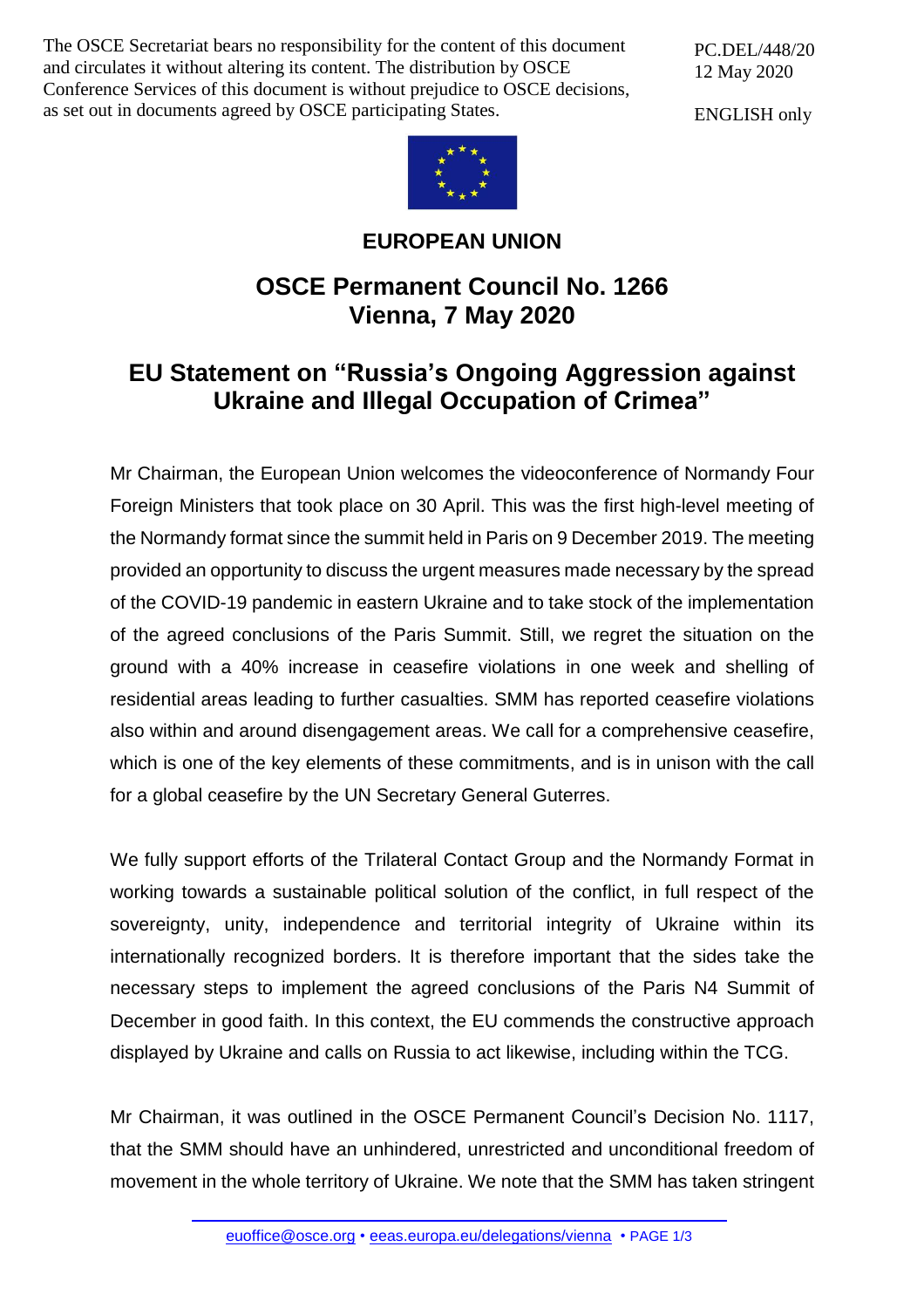The OSCE Secretariat bears no responsibility for the content of this document and circulates it without altering its content. The distribution by OSCE Conference Services of this document is without prejudice to OSCE decisions, as set out in documents agreed by OSCE participating States.

PC.DEL/448/20
12 May 2020

ENGLISH only

**EUROPEAN UNION**

## OSCE Permanent Council No. 1266 Vienna, 7 May 2020

# EU Statement on "Russia's Ongoing Aggression against Ukraine and Illegal Occupation of Crimea"

Mr Chairman, the European Union welcomes the videoconference of Normandy Four Foreign Ministers that took place on 30 April. This was the first high-level meeting of the Normandy format since the summit held in Paris on 9 December 2019. The meeting provided an opportunity to discuss the urgent measures made necessary by the spread of the COVID-19 pandemic in eastern Ukraine and to take stock of the implementation of the agreed conclusions of the Paris Summit. Still, we regret the situation on the ground with a 40% increase in ceasefire violations in one week and shelling of residential areas leading to further casualties. SMM has reported ceasefire violations also within and around disengagement areas. We call for a comprehensive ceasefire, which is one of the key elements of these commitments, and is in unison with the call for a global ceasefire by the UN Secretary General Guterres.

We fully support efforts of the Trilateral Contact Group and the Normandy Format in working towards a sustainable political solution of the conflict, in full respect of the sovereignty, unity, independence and territorial integrity of Ukraine within its internationally recognized borders. It is therefore important that the sides take the necessary steps to implement the agreed conclusions of the Paris N4 Summit of December in good faith. In this context, the EU commends the constructive approach displayed by Ukraine and calls on Russia to act likewise, including within the TCG.

Mr Chairman, it was outlined in the OSCE Permanent Council's Decision No. 1117, that the SMM should have an unhindered, unrestricted and unconditional freedom of movement in the whole territory of Ukraine. We note that the SMM has taken stringent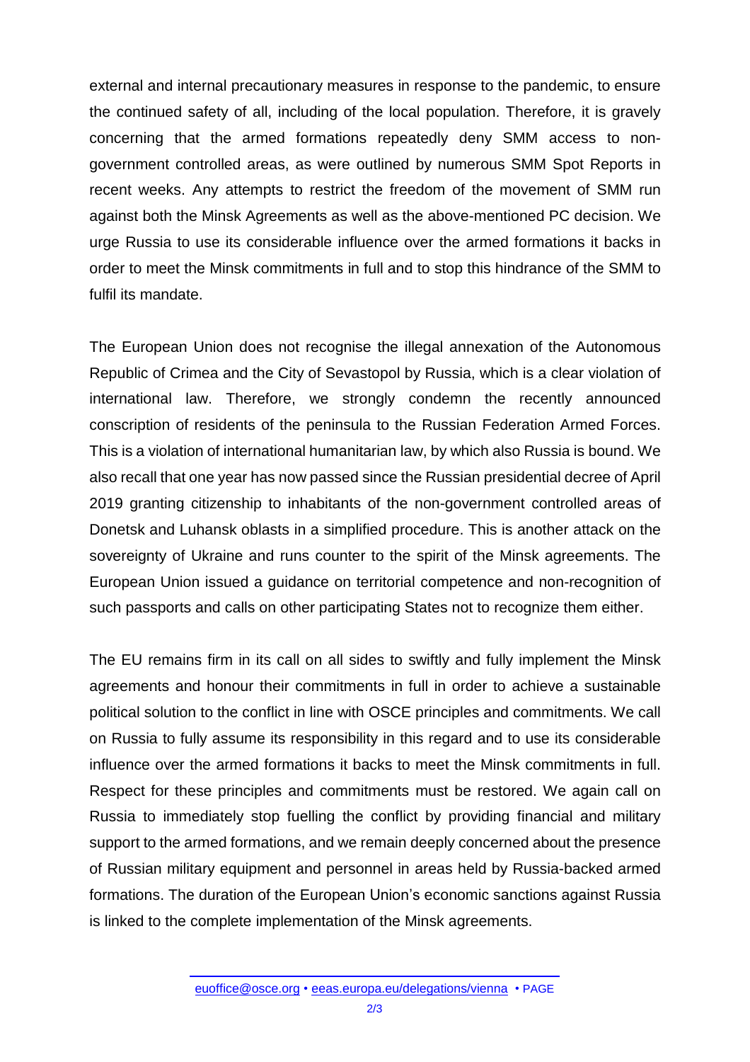external and internal precautionary measures in response to the pandemic, to ensure the continued safety of all, including of the local population. Therefore, it is gravely concerning that the armed formations repeatedly deny SMM access to non-government controlled areas, as were outlined by numerous SMM Spot Reports in recent weeks. Any attempts to restrict the freedom of the movement of SMM run against both the Minsk Agreements as well as the above-mentioned PC decision. We urge Russia to use its considerable influence over the armed formations it backs in order to meet the Minsk commitments in full and to stop this hindrance of the SMM to fulfil its mandate.

The European Union does not recognise the illegal annexation of the Autonomous Republic of Crimea and the City of Sevastopol by Russia, which is a clear violation of international law. Therefore, we strongly condemn the recently announced conscription of residents of the peninsula to the Russian Federation Armed Forces. This is a violation of international humanitarian law, by which also Russia is bound. We also recall that one year has now passed since the Russian presidential decree of April 2019 granting citizenship to inhabitants of the non-government controlled areas of Donetsk and Luhansk oblasts in a simplified procedure. This is another attack on the sovereignty of Ukraine and runs counter to the spirit of the Minsk agreements. The European Union issued a guidance on territorial competence and non-recognition of such passports and calls on other participating States not to recognize them either.

The EU remains firm in its call on all sides to swiftly and fully implement the Minsk agreements and honour their commitments in full in order to achieve a sustainable political solution to the conflict in line with OSCE principles and commitments. We call on Russia to fully assume its responsibility in this regard and to use its considerable influence over the armed formations it backs to meet the Minsk commitments in full. Respect for these principles and commitments must be restored. We again call on Russia to immediately stop fuelling the conflict by providing financial and military support to the armed formations, and we remain deeply concerned about the presence of Russian military equipment and personnel in areas held by Russia-backed armed formations. The duration of the European Union's economic sanctions against Russia is linked to the complete implementation of the Minsk agreements.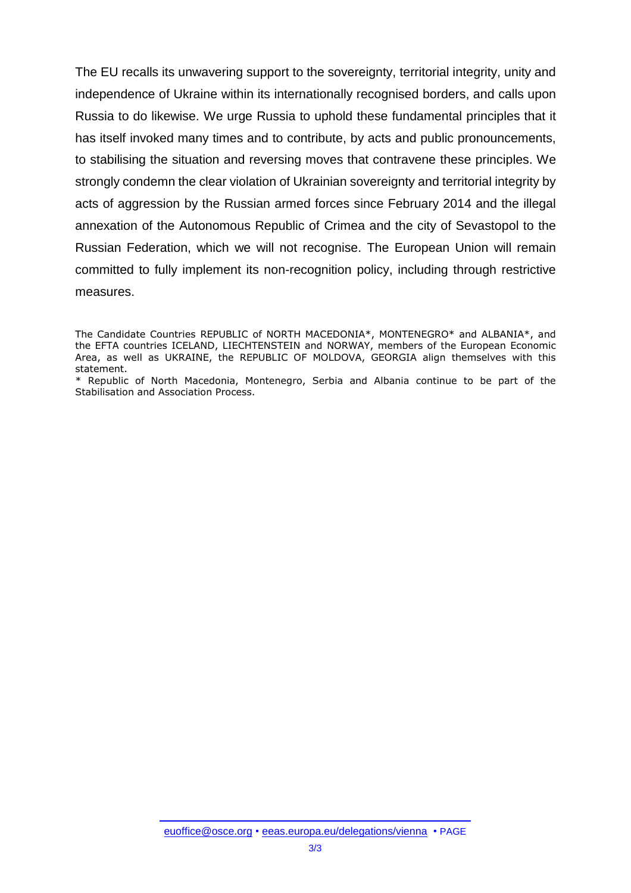The EU recalls its unwavering support to the sovereignty, territorial integrity, unity and independence of Ukraine within its internationally recognised borders, and calls upon Russia to do likewise. We urge Russia to uphold these fundamental principles that it has itself invoked many times and to contribute, by acts and public pronouncements, to stabilising the situation and reversing moves that contravene these principles. We strongly condemn the clear violation of Ukrainian sovereignty and territorial integrity by acts of aggression by the Russian armed forces since February 2014 and the illegal annexation of the Autonomous Republic of Crimea and the city of Sevastopol to the Russian Federation, which we will not recognise. The European Union will remain committed to fully implement its non-recognition policy, including through restrictive measures.

The Candidate Countries REPUBLIC of NORTH MACEDONIA*, MONTENEGRO* and ALBANIA*, and the EFTA countries ICELAND, LIECHTENSTEIN and NORWAY, members of the European Economic Area, as well as UKRAINE, the REPUBLIC OF MOLDOVA, GEORGIA align themselves with this statement.

* Republic of North Macedonia, Montenegro, Serbia and Albania continue to be part of the Stabilisation and Association Process.